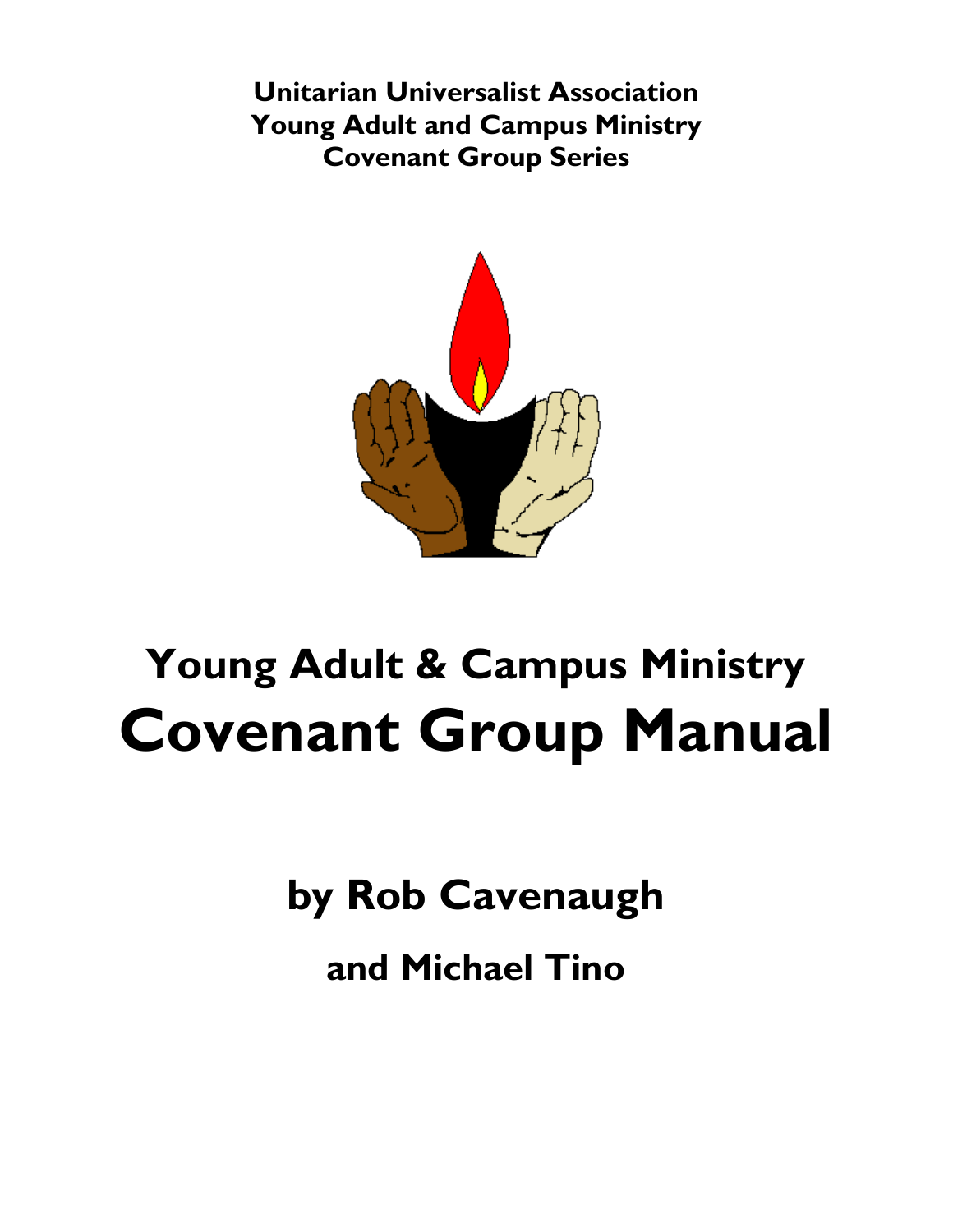**Unitarian Universalist Association**
**Young Adult and Campus Ministry**
**Covenant Group Series**

# Young Adult & Campus Ministry
# Covenant Group Manual

## by Rob Cavenaugh

### and Michael Tino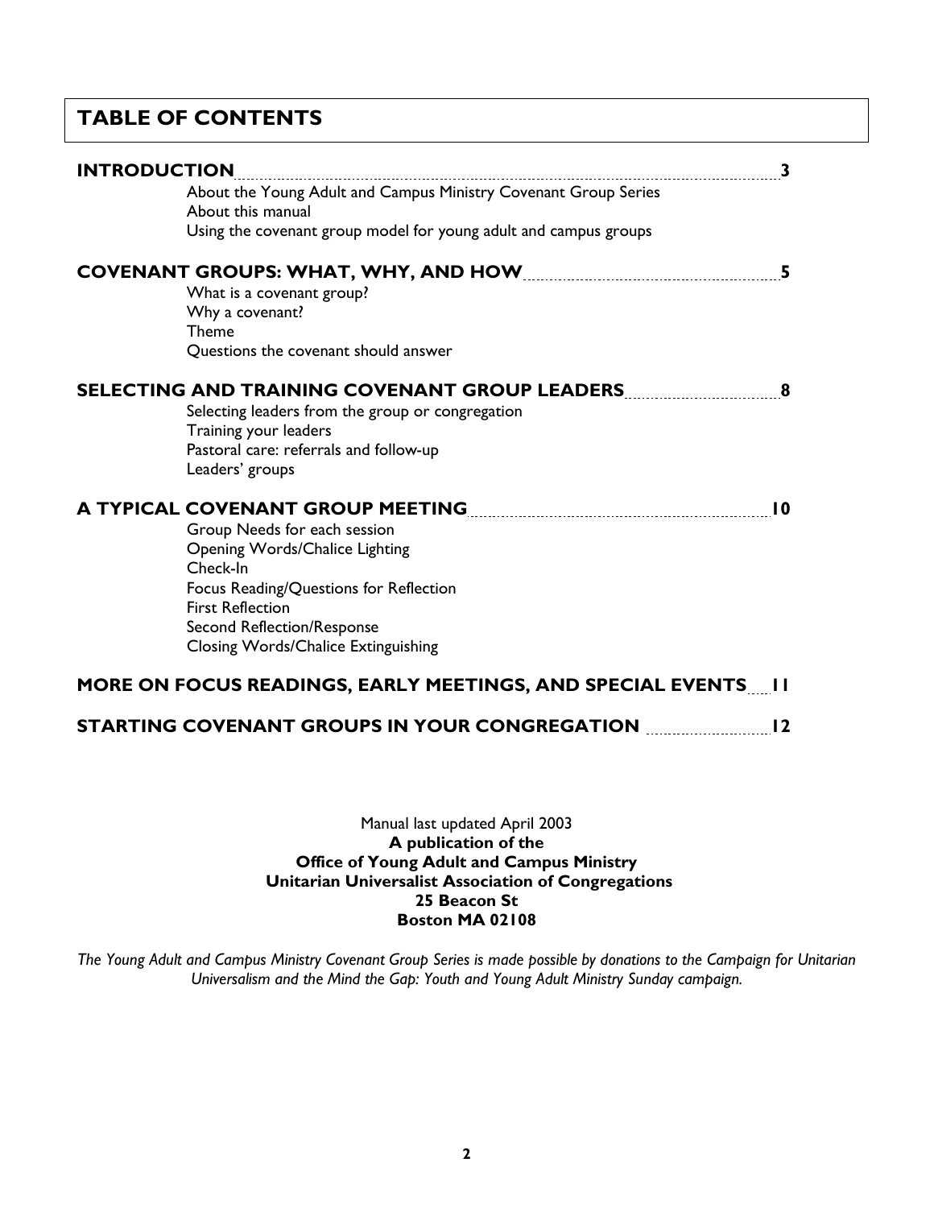# TABLE OF CONTENTS

**INTRODUCTION** ........ 3

- About the Young Adult and Campus Ministry Covenant Group Series
- About this manual
- Using the covenant group model for young adult and campus groups

**COVENANT GROUPS: WHAT, WHY, AND HOW** ........ 5

- What is a covenant group?
- Why a covenant?
- Theme
- Questions the covenant should answer

**SELECTING AND TRAINING COVENANT GROUP LEADERS** ........ 8

- Selecting leaders from the group or congregation
- Training your leaders
- Pastoral care: referrals and follow-up
- Leaders' groups

**A TYPICAL COVENANT GROUP MEETING** ........ 10

- Group Needs for each session
- Opening Words/Chalice Lighting
- Check-In
- Focus Reading/Questions for Reflection
- First Reflection
- Second Reflection/Response
- Closing Words/Chalice Extinguishing

**MORE ON FOCUS READINGS, EARLY MEETINGS, AND SPECIAL EVENTS** ........ 11

**STARTING COVENANT GROUPS IN YOUR CONGREGATION** ........ 12

Manual last updated April 2003
**A publication of the**
**Office of Young Adult and Campus Ministry**
**Unitarian Universalist Association of Congregations**
**25 Beacon St**
**Boston MA 02108**

*The Young Adult and Campus Ministry Covenant Group Series is made possible by donations to the Campaign for Unitarian Universalism and the Mind the Gap: Youth and Young Adult Ministry Sunday campaign.*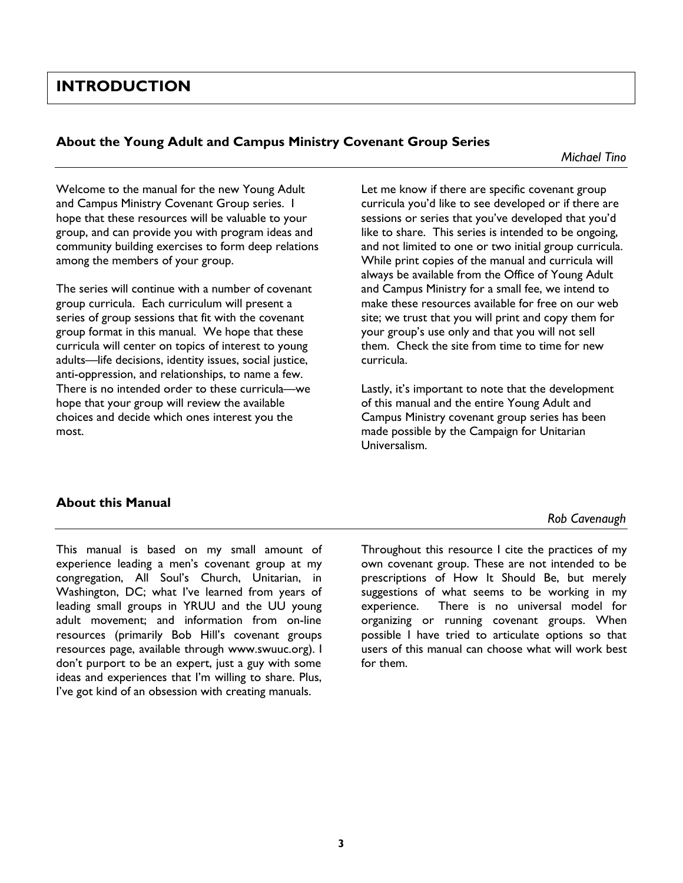# INTRODUCTION

## About the Young Adult and Campus Ministry Covenant Group Series

*Michael Tino*

Welcome to the manual for the new Young Adult and Campus Ministry Covenant Group series. I hope that these resources will be valuable to your group, and can provide you with program ideas and community building exercises to form deep relations among the members of your group.

The series will continue with a number of covenant group curricula. Each curriculum will present a series of group sessions that fit with the covenant group format in this manual. We hope that these curricula will center on topics of interest to young adults—life decisions, identity issues, social justice, anti-oppression, and relationships, to name a few. There is no intended order to these curricula—we hope that your group will review the available choices and decide which ones interest you the most.

Let me know if there are specific covenant group curricula you'd like to see developed or if there are sessions or series that you've developed that you'd like to share. This series is intended to be ongoing, and not limited to one or two initial group curricula. While print copies of the manual and curricula will always be available from the Office of Young Adult and Campus Ministry for a small fee, we intend to make these resources available for free on our web site; we trust that you will print and copy them for your group's use only and that you will not sell them. Check the site from time to time for new curricula.

Lastly, it's important to note that the development of this manual and the entire Young Adult and Campus Ministry covenant group series has been made possible by the Campaign for Unitarian Universalism.

## About this Manual

*Rob Cavenaugh*

This manual is based on my small amount of experience leading a men's covenant group at my congregation, All Soul's Church, Unitarian, in Washington, DC; what I've learned from years of leading small groups in YRUU and the UU young adult movement; and information from on-line resources (primarily Bob Hill's covenant groups resources page, available through www.swuuc.org). I don't purport to be an expert, just a guy with some ideas and experiences that I'm willing to share. Plus, I've got kind of an obsession with creating manuals.

Throughout this resource I cite the practices of my own covenant group. These are not intended to be prescriptions of How It Should Be, but merely suggestions of what seems to be working in my experience. There is no universal model for organizing or running covenant groups. When possible I have tried to articulate options so that users of this manual can choose what will work best for them.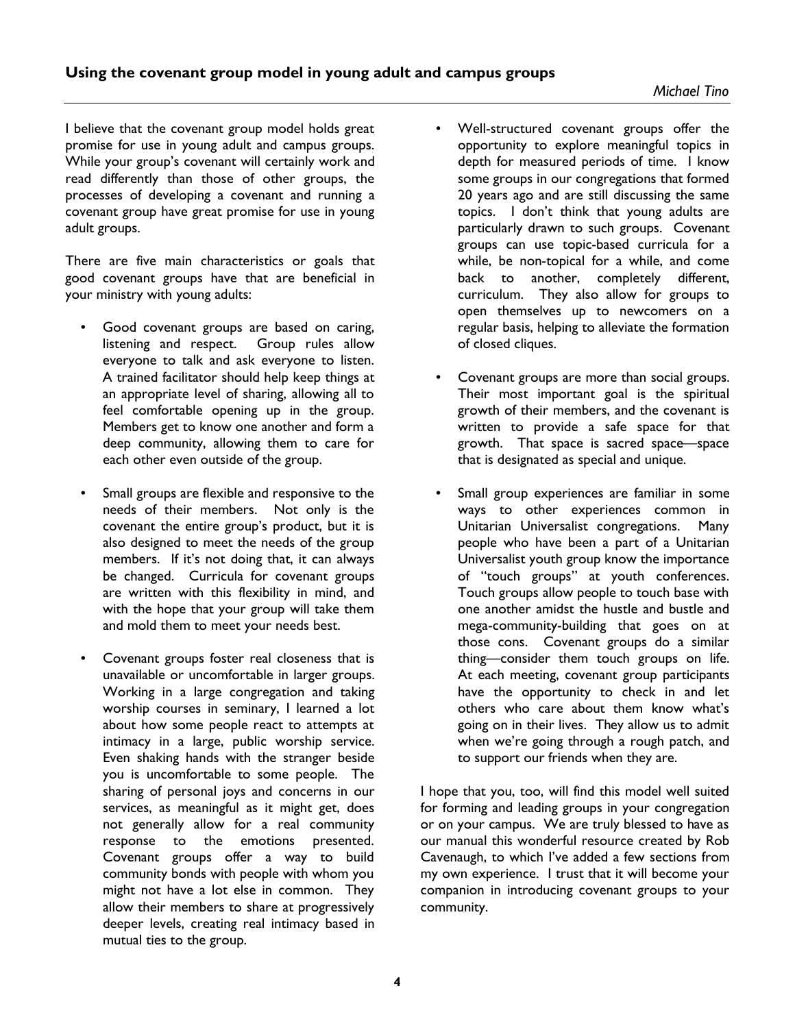## Using the covenant group model in young adult and campus groups

*Michael Tino*

I believe that the covenant group model holds great promise for use in young adult and campus groups. While your group's covenant will certainly work and read differently than those of other groups, the processes of developing a covenant and running a covenant group have great promise for use in young adult groups.

There are five main characteristics or goals that good covenant groups have that are beneficial in your ministry with young adults:

- Good covenant groups are based on caring, listening and respect. Group rules allow everyone to talk and ask everyone to listen. A trained facilitator should help keep things at an appropriate level of sharing, allowing all to feel comfortable opening up in the group. Members get to know one another and form a deep community, allowing them to care for each other even outside of the group.

- Small groups are flexible and responsive to the needs of their members. Not only is the covenant the entire group's product, but it is also designed to meet the needs of the group members. If it's not doing that, it can always be changed. Curricula for covenant groups are written with this flexibility in mind, and with the hope that your group will take them and mold them to meet your needs best.

- Covenant groups foster real closeness that is unavailable or uncomfortable in larger groups. Working in a large congregation and taking worship courses in seminary, I learned a lot about how some people react to attempts at intimacy in a large, public worship service. Even shaking hands with the stranger beside you is uncomfortable to some people. The sharing of personal joys and concerns in our services, as meaningful as it might get, does not generally allow for a real community response to the emotions presented. Covenant groups offer a way to build community bonds with people with whom you might not have a lot else in common. They allow their members to share at progressively deeper levels, creating real intimacy based in mutual ties to the group.

- Well-structured covenant groups offer the opportunity to explore meaningful topics in depth for measured periods of time. I know some groups in our congregations that formed 20 years ago and are still discussing the same topics. I don't think that young adults are particularly drawn to such groups. Covenant groups can use topic-based curricula for a while, be non-topical for a while, and come back to another, completely different, curriculum. They also allow for groups to open themselves up to newcomers on a regular basis, helping to alleviate the formation of closed cliques.

- Covenant groups are more than social groups. Their most important goal is the spiritual growth of their members, and the covenant is written to provide a safe space for that growth. That space is sacred space—space that is designated as special and unique.

- Small group experiences are familiar in some ways to other experiences common in Unitarian Universalist congregations. Many people who have been a part of a Unitarian Universalist youth group know the importance of "touch groups" at youth conferences. Touch groups allow people to touch base with one another amidst the hustle and bustle and mega-community-building that goes on at those cons. Covenant groups do a similar thing—consider them touch groups on life. At each meeting, covenant group participants have the opportunity to check in and let others who care about them know what's going on in their lives. They allow us to admit when we're going through a rough patch, and to support our friends when they are.

I hope that you, too, will find this model well suited for forming and leading groups in your congregation or on your campus. We are truly blessed to have as our manual this wonderful resource created by Rob Cavenaugh, to which I've added a few sections from my own experience. I trust that it will become your companion in introducing covenant groups to your community.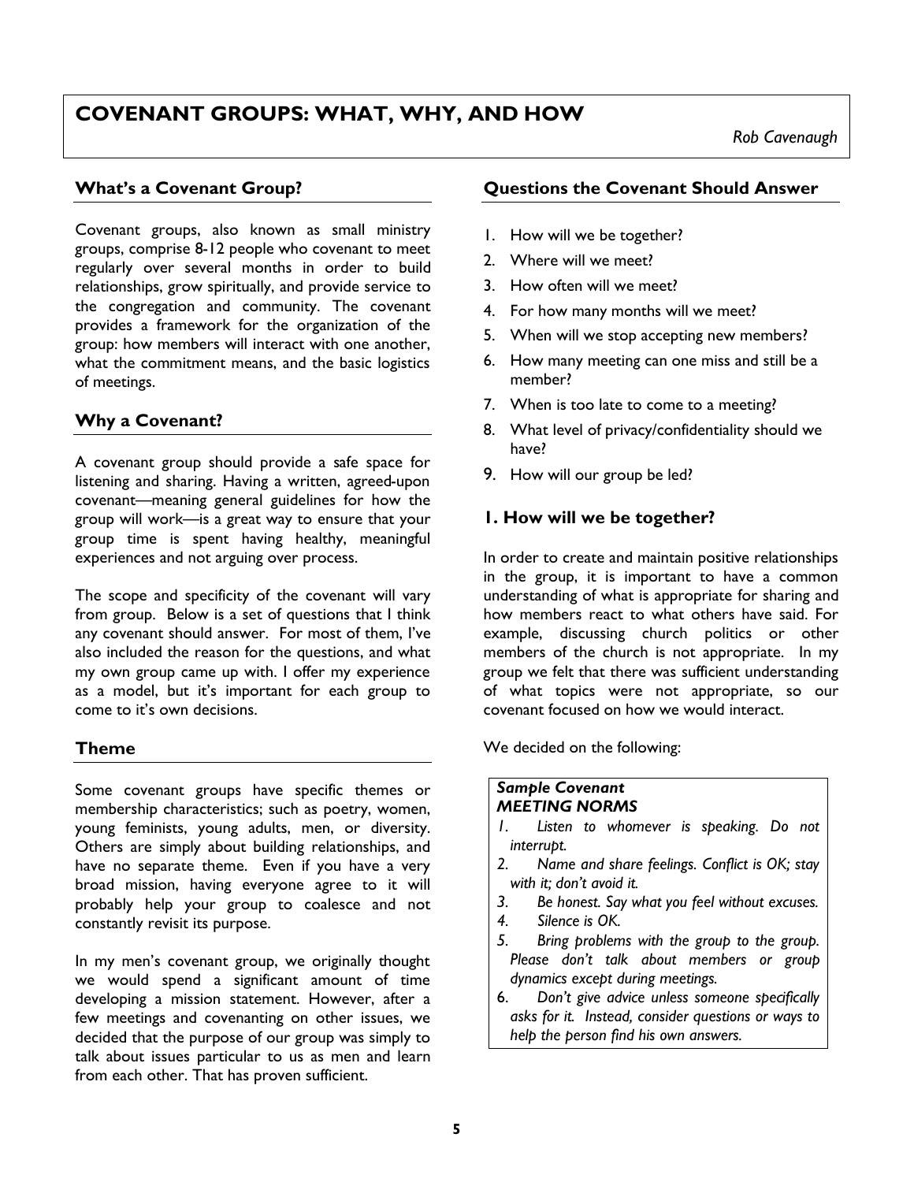# COVENANT GROUPS: WHAT, WHY, AND HOW

*Rob Cavenaugh*

## What's a Covenant Group?

Covenant groups, also known as small ministry groups, comprise 8-12 people who covenant to meet regularly over several months in order to build relationships, grow spiritually, and provide service to the congregation and community. The covenant provides a framework for the organization of the group: how members will interact with one another, what the commitment means, and the basic logistics of meetings.

## Why a Covenant?

A covenant group should provide a safe space for listening and sharing. Having a written, agreed-upon covenant—meaning general guidelines for how the group will work—is a great way to ensure that your group time is spent having healthy, meaningful experiences and not arguing over process.

The scope and specificity of the covenant will vary from group. Below is a set of questions that I think any covenant should answer. For most of them, I've also included the reason for the questions, and what my own group came up with. I offer my experience as a model, but it's important for each group to come to it's own decisions.

## Theme

Some covenant groups have specific themes or membership characteristics; such as poetry, women, young feminists, young adults, men, or diversity. Others are simply about building relationships, and have no separate theme. Even if you have a very broad mission, having everyone agree to it will probably help your group to coalesce and not constantly revisit its purpose.

In my men's covenant group, we originally thought we would spend a significant amount of time developing a mission statement. However, after a few meetings and covenanting on other issues, we decided that the purpose of our group was simply to talk about issues particular to us as men and learn from each other. That has proven sufficient.

## Questions the Covenant Should Answer

1. How will we be together?
2. Where will we meet?
3. How often will we meet?
4. For how many months will we meet?
5. When will we stop accepting new members?
6. How many meeting can one miss and still be a member?
7. When is too late to come to a meeting?
8. What level of privacy/confidentiality should we have?
9. How will our group be led?

## 1. How will we be together?

In order to create and maintain positive relationships in the group, it is important to have a common understanding of what is appropriate for sharing and how members react to what others have said. For example, discussing church politics or other members of the church is not appropriate. In my group we felt that there was sufficient understanding of what topics were not appropriate, so our covenant focused on how we would interact.

We decided on the following:

***Sample Covenant***
***MEETING NORMS***

1. *Listen to whomever is speaking. Do not interrupt.*
2. *Name and share feelings. Conflict is OK; stay with it; don't avoid it.*
3. *Be honest. Say what you feel without excuses.*
4. *Silence is OK.*
5. *Bring problems with the group to the group. Please don't talk about members or group dynamics except during meetings.*
6. *Don't give advice unless someone specifically asks for it. Instead, consider questions or ways to help the person find his own answers.*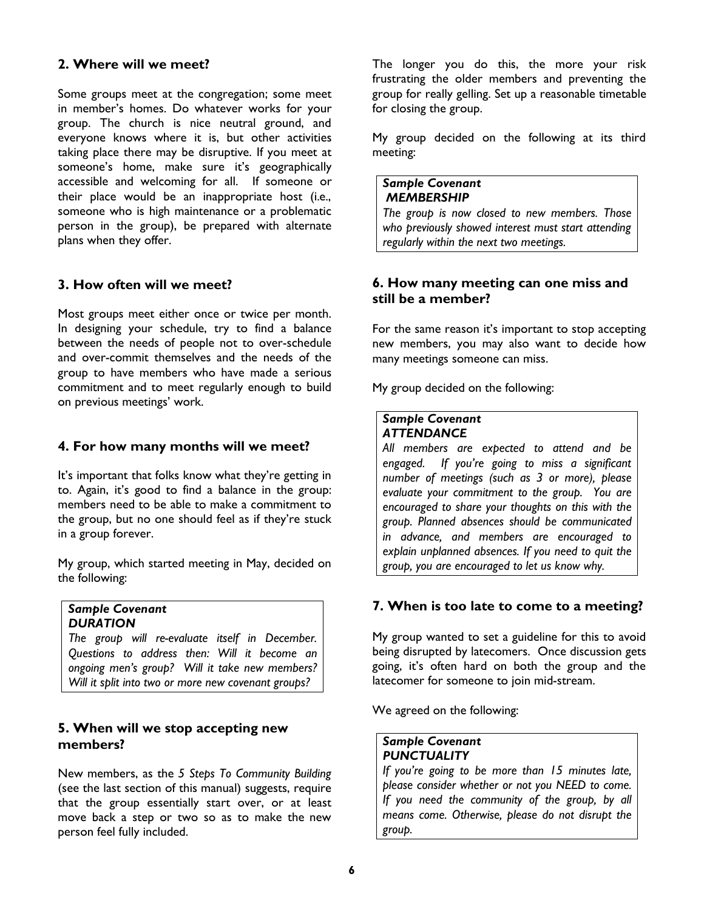## 2. Where will we meet?

Some groups meet at the congregation; some meet in member's homes. Do whatever works for your group. The church is nice neutral ground, and everyone knows where it is, but other activities taking place there may be disruptive. If you meet at someone's home, make sure it's geographically accessible and welcoming for all. If someone or their place would be an inappropriate host (i.e., someone who is high maintenance or a problematic person in the group), be prepared with alternate plans when they offer.

## 3. How often will we meet?

Most groups meet either once or twice per month. In designing your schedule, try to find a balance between the needs of people not to over-schedule and over-commit themselves and the needs of the group to have members who have made a serious commitment and to meet regularly enough to build on previous meetings' work.

## 4. For how many months will we meet?

It's important that folks know what they're getting in to. Again, it's good to find a balance in the group: members need to be able to make a commitment to the group, but no one should feel as if they're stuck in a group forever.

My group, which started meeting in May, decided on the following:

> ***Sample Covenant***
> ***DURATION***
> *The group will re-evaluate itself in December. Questions to address then: Will it become an ongoing men's group? Will it take new members? Will it split into two or more new covenant groups?*

## 5. When will we stop accepting new members?

New members, as the *5 Steps To Community Building* (see the last section of this manual) suggests, require that the group essentially start over, or at least move back a step or two so as to make the new person feel fully included.

The longer you do this, the more your risk frustrating the older members and preventing the group for really gelling. Set up a reasonable timetable for closing the group.

My group decided on the following at its third meeting:

> ***Sample Covenant***
> ***MEMBERSHIP***
> *The group is now closed to new members. Those who previously showed interest must start attending regularly within the next two meetings.*

## 6. How many meeting can one miss and still be a member?

For the same reason it's important to stop accepting new members, you may also want to decide how many meetings someone can miss.

My group decided on the following:

> ***Sample Covenant***
> ***ATTENDANCE***
> *All members are expected to attend and be engaged. If you're going to miss a significant number of meetings (such as 3 or more), please evaluate your commitment to the group. You are encouraged to share your thoughts on this with the group. Planned absences should be communicated in advance, and members are encouraged to explain unplanned absences. If you need to quit the group, you are encouraged to let us know why.*

## 7. When is too late to come to a meeting?

My group wanted to set a guideline for this to avoid being disrupted by latecomers. Once discussion gets going, it's often hard on both the group and the latecomer for someone to join mid-stream.

We agreed on the following:

> ***Sample Covenant***
> ***PUNCTUALITY***
> *If you're going to be more than 15 minutes late, please consider whether or not you NEED to come. If you need the community of the group, by all means come. Otherwise, please do not disrupt the group.*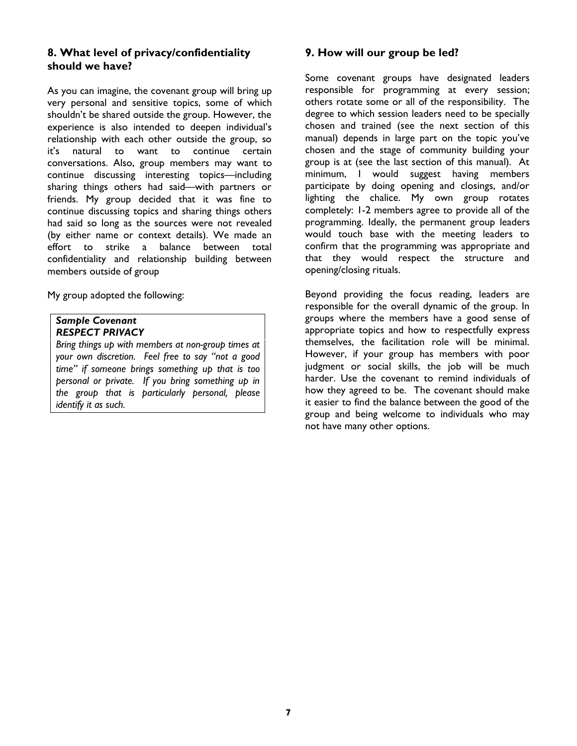### 8. What level of privacy/confidentiality should we have?

As you can imagine, the covenant group will bring up very personal and sensitive topics, some of which shouldn't be shared outside the group. However, the experience is also intended to deepen individual's relationship with each other outside the group, so it's natural to want to continue certain conversations. Also, group members may want to continue discussing interesting topics—including sharing things others had said—with partners or friends. My group decided that it was fine to continue discussing topics and sharing things others had said so long as the sources were not revealed (by either name or context details). We made an effort to strike a balance between total confidentiality and relationship building between members outside of group

My group adopted the following:

> ***Sample Covenant***
> ***RESPECT PRIVACY***
> *Bring things up with members at non-group times at your own discretion. Feel free to say "not a good time" if someone brings something up that is too personal or private. If you bring something up in the group that is particularly personal, please identify it as such.*

### 9. How will our group be led?

Some covenant groups have designated leaders responsible for programming at every session; others rotate some or all of the responsibility. The degree to which session leaders need to be specially chosen and trained (see the next section of this manual) depends in large part on the topic you've chosen and the stage of community building your group is at (see the last section of this manual). At minimum, I would suggest having members participate by doing opening and closings, and/or lighting the chalice. My own group rotates completely: 1-2 members agree to provide all of the programming. Ideally, the permanent group leaders would touch base with the meeting leaders to confirm that the programming was appropriate and that they would respect the structure and opening/closing rituals.

Beyond providing the focus reading, leaders are responsible for the overall dynamic of the group. In groups where the members have a good sense of appropriate topics and how to respectfully express themselves, the facilitation role will be minimal. However, if your group has members with poor judgment or social skills, the job will be much harder. Use the covenant to remind individuals of how they agreed to be. The covenant should make it easier to find the balance between the good of the group and being welcome to individuals who may not have many other options.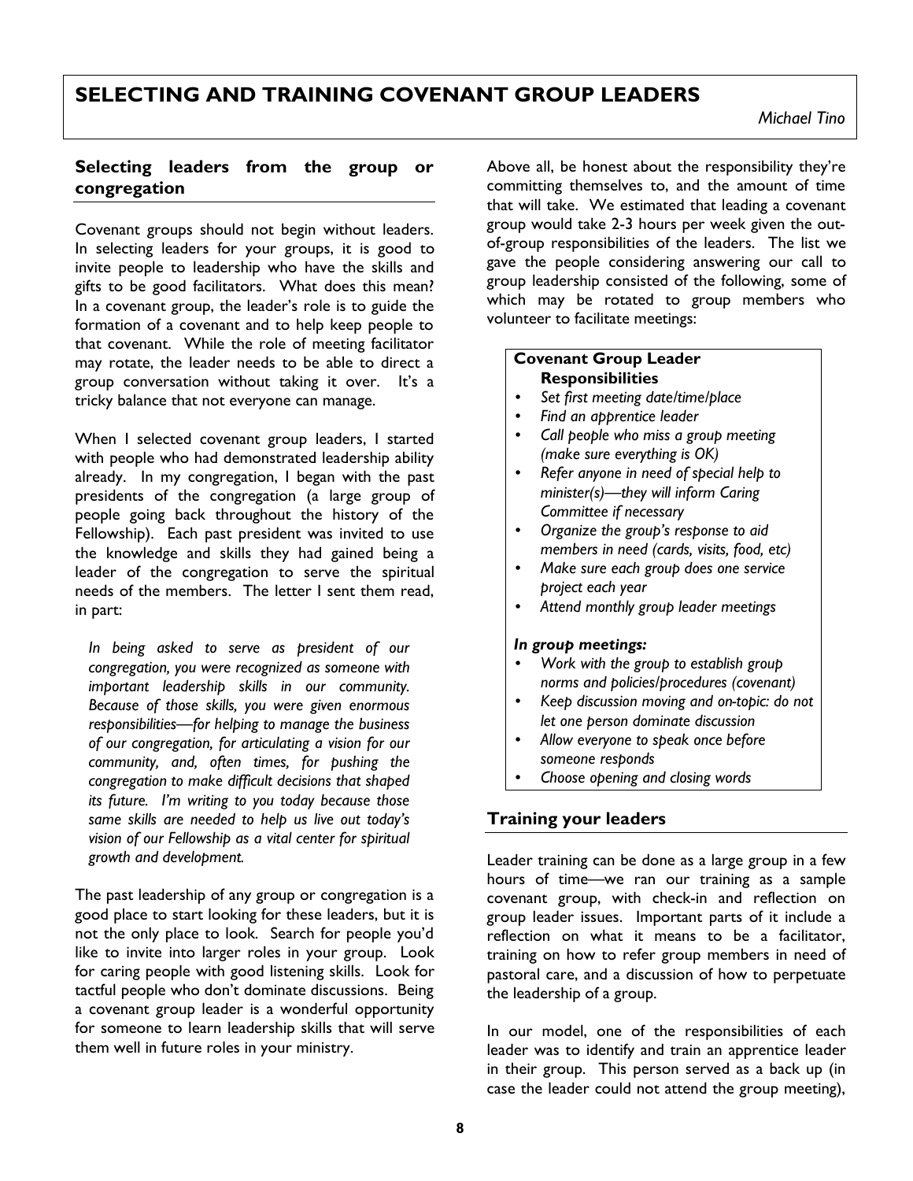# SELECTING AND TRAINING COVENANT GROUP LEADERS

*Michael Tino*

## Selecting leaders from the group or congregation

Covenant groups should not begin without leaders. In selecting leaders for your groups, it is good to invite people to leadership who have the skills and gifts to be good facilitators. What does this mean? In a covenant group, the leader's role is to guide the formation of a covenant and to help keep people to that covenant. While the role of meeting facilitator may rotate, the leader needs to be able to direct a group conversation without taking it over. It's a tricky balance that not everyone can manage.

When I selected covenant group leaders, I started with people who had demonstrated leadership ability already. In my congregation, I began with the past presidents of the congregation (a large group of people going back throughout the history of the Fellowship). Each past president was invited to use the knowledge and skills they had gained being a leader of the congregation to serve the spiritual needs of the members. The letter I sent them read, in part:

> *In being asked to serve as president of our congregation, you were recognized as someone with important leadership skills in our community. Because of those skills, you were given enormous responsibilities—for helping to manage the business of our congregation, for articulating a vision for our community, and, often times, for pushing the congregation to make difficult decisions that shaped its future. I'm writing to you today because those same skills are needed to help us live out today's vision of our Fellowship as a vital center for spiritual growth and development.*

The past leadership of any group or congregation is a good place to start looking for these leaders, but it is not the only place to look. Search for people you'd like to invite into larger roles in your group. Look for caring people with good listening skills. Look for tactful people who don't dominate discussions. Being a covenant group leader is a wonderful opportunity for someone to learn leadership skills that will serve them well in future roles in your ministry.

Above all, be honest about the responsibility they're committing themselves to, and the amount of time that will take. We estimated that leading a covenant group would take 2-3 hours per week given the out-of-group responsibilities of the leaders. The list we gave the people considering answering our call to group leadership consisted of the following, some of which may be rotated to group members who volunteer to facilitate meetings:

**Covenant Group Leader Responsibilities**

- *Set first meeting date/time/place*
- *Find an apprentice leader*
- *Call people who miss a group meeting (make sure everything is OK)*
- *Refer anyone in need of special help to minister(s)—they will inform Caring Committee if necessary*
- *Organize the group's response to aid members in need (cards, visits, food, etc)*
- *Make sure each group does one service project each year*
- *Attend monthly group leader meetings*

***In group meetings:***

- *Work with the group to establish group norms and policies/procedures (covenant)*
- *Keep discussion moving and on-topic: do not let one person dominate discussion*
- *Allow everyone to speak once before someone responds*
- *Choose opening and closing words*

## Training your leaders

Leader training can be done as a large group in a few hours of time—we ran our training as a sample covenant group, with check-in and reflection on group leader issues. Important parts of it include a reflection on what it means to be a facilitator, training on how to refer group members in need of pastoral care, and a discussion of how to perpetuate the leadership of a group.

In our model, one of the responsibilities of each leader was to identify and train an apprentice leader in their group. This person served as a back up (in case the leader could not attend the group meeting),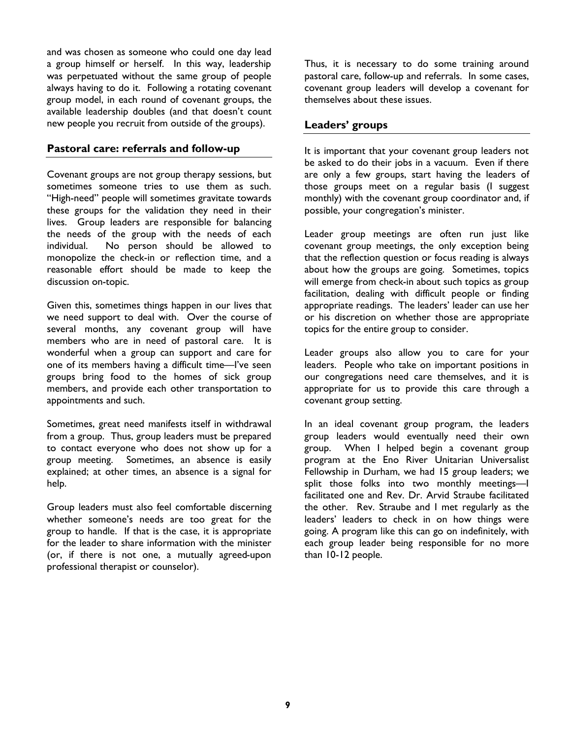and was chosen as someone who could one day lead a group himself or herself. In this way, leadership was perpetuated without the same group of people always having to do it. Following a rotating covenant group model, in each round of covenant groups, the available leadership doubles (and that doesn't count new people you recruit from outside of the groups).

## Pastoral care: referrals and follow-up

Covenant groups are not group therapy sessions, but sometimes someone tries to use them as such. "High-need" people will sometimes gravitate towards these groups for the validation they need in their lives. Group leaders are responsible for balancing the needs of the group with the needs of each individual. No person should be allowed to monopolize the check-in or reflection time, and a reasonable effort should be made to keep the discussion on-topic.

Given this, sometimes things happen in our lives that we need support to deal with. Over the course of several months, any covenant group will have members who are in need of pastoral care. It is wonderful when a group can support and care for one of its members having a difficult time—I've seen groups bring food to the homes of sick group members, and provide each other transportation to appointments and such.

Sometimes, great need manifests itself in withdrawal from a group. Thus, group leaders must be prepared to contact everyone who does not show up for a group meeting. Sometimes, an absence is easily explained; at other times, an absence is a signal for help.

Group leaders must also feel comfortable discerning whether someone's needs are too great for the group to handle. If that is the case, it is appropriate for the leader to share information with the minister (or, if there is not one, a mutually agreed-upon professional therapist or counselor).

Thus, it is necessary to do some training around pastoral care, follow-up and referrals. In some cases, covenant group leaders will develop a covenant for themselves about these issues.

## Leaders' groups

It is important that your covenant group leaders not be asked to do their jobs in a vacuum. Even if there are only a few groups, start having the leaders of those groups meet on a regular basis (I suggest monthly) with the covenant group coordinator and, if possible, your congregation's minister.

Leader group meetings are often run just like covenant group meetings, the only exception being that the reflection question or focus reading is always about how the groups are going. Sometimes, topics will emerge from check-in about such topics as group facilitation, dealing with difficult people or finding appropriate readings. The leaders' leader can use her or his discretion on whether those are appropriate topics for the entire group to consider.

Leader groups also allow you to care for your leaders. People who take on important positions in our congregations need care themselves, and it is appropriate for us to provide this care through a covenant group setting.

In an ideal covenant group program, the leaders group leaders would eventually need their own group. When I helped begin a covenant group program at the Eno River Unitarian Universalist Fellowship in Durham, we had 15 group leaders; we split those folks into two monthly meetings—I facilitated one and Rev. Dr. Arvid Straube facilitated the other. Rev. Straube and I met regularly as the leaders' leaders to check in on how things were going. A program like this can go on indefinitely, with each group leader being responsible for no more than 10-12 people.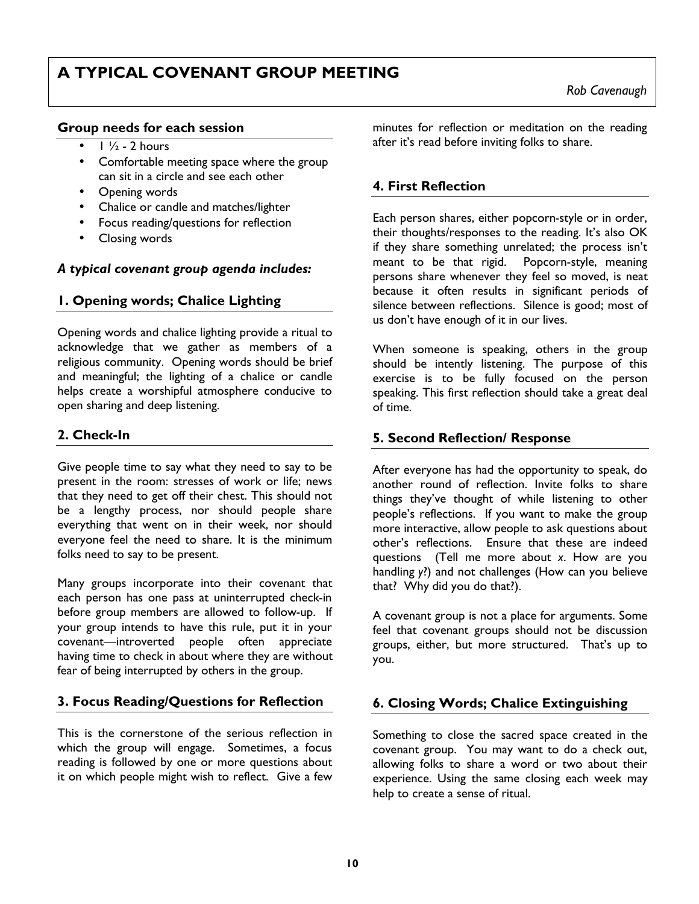# A TYPICAL COVENANT GROUP MEETING

*Rob Cavenaugh*

### Group needs for each session

- 1 ½ - 2 hours
- Comfortable meeting space where the group can sit in a circle and see each other
- Opening words
- Chalice or candle and matches/lighter
- Focus reading/questions for reflection
- Closing words

### *A typical covenant group agenda includes:*

### 1. Opening words; Chalice Lighting

Opening words and chalice lighting provide a ritual to acknowledge that we gather as members of a religious community. Opening words should be brief and meaningful; the lighting of a chalice or candle helps create a worshipful atmosphere conducive to open sharing and deep listening.

### 2. Check-In

Give people time to say what they need to say to be present in the room: stresses of work or life; news that they need to get off their chest. This should not be a lengthy process, nor should people share everything that went on in their week, nor should everyone feel the need to share. It is the minimum folks need to say to be present.

Many groups incorporate into their covenant that each person has one pass at uninterrupted check-in before group members are allowed to follow-up. If your group intends to have this rule, put it in your covenant—introverted people often appreciate having time to check in about where they are without fear of being interrupted by others in the group.

### 3. Focus Reading/Questions for Reflection

This is the cornerstone of the serious reflection in which the group will engage. Sometimes, a focus reading is followed by one or more questions about it on which people might wish to reflect. Give a few minutes for reflection or meditation on the reading after it's read before inviting folks to share.

### 4. First Reflection

Each person shares, either popcorn-style or in order, their thoughts/responses to the reading. It's also OK if they share something unrelated; the process isn't meant to be that rigid. Popcorn-style, meaning persons share whenever they feel so moved, is neat because it often results in significant periods of silence between reflections. Silence is good; most of us don't have enough of it in our lives.

When someone is speaking, others in the group should be intently listening. The purpose of this exercise is to be fully focused on the person speaking. This first reflection should take a great deal of time.

### 5. Second Reflection/ Response

After everyone has had the opportunity to speak, do another round of reflection. Invite folks to share things they've thought of while listening to other people's reflections. If you want to make the group more interactive, allow people to ask questions about other's reflections. Ensure that these are indeed questions (Tell me more about *x*. How are you handling *y*?) and not challenges (How can you believe that? Why did you do that?).

A covenant group is not a place for arguments. Some feel that covenant groups should not be discussion groups, either, but more structured. That's up to you.

### 6. Closing Words; Chalice Extinguishing

Something to close the sacred space created in the covenant group. You may want to do a check out, allowing folks to share a word or two about their experience. Using the same closing each week may help to create a sense of ritual.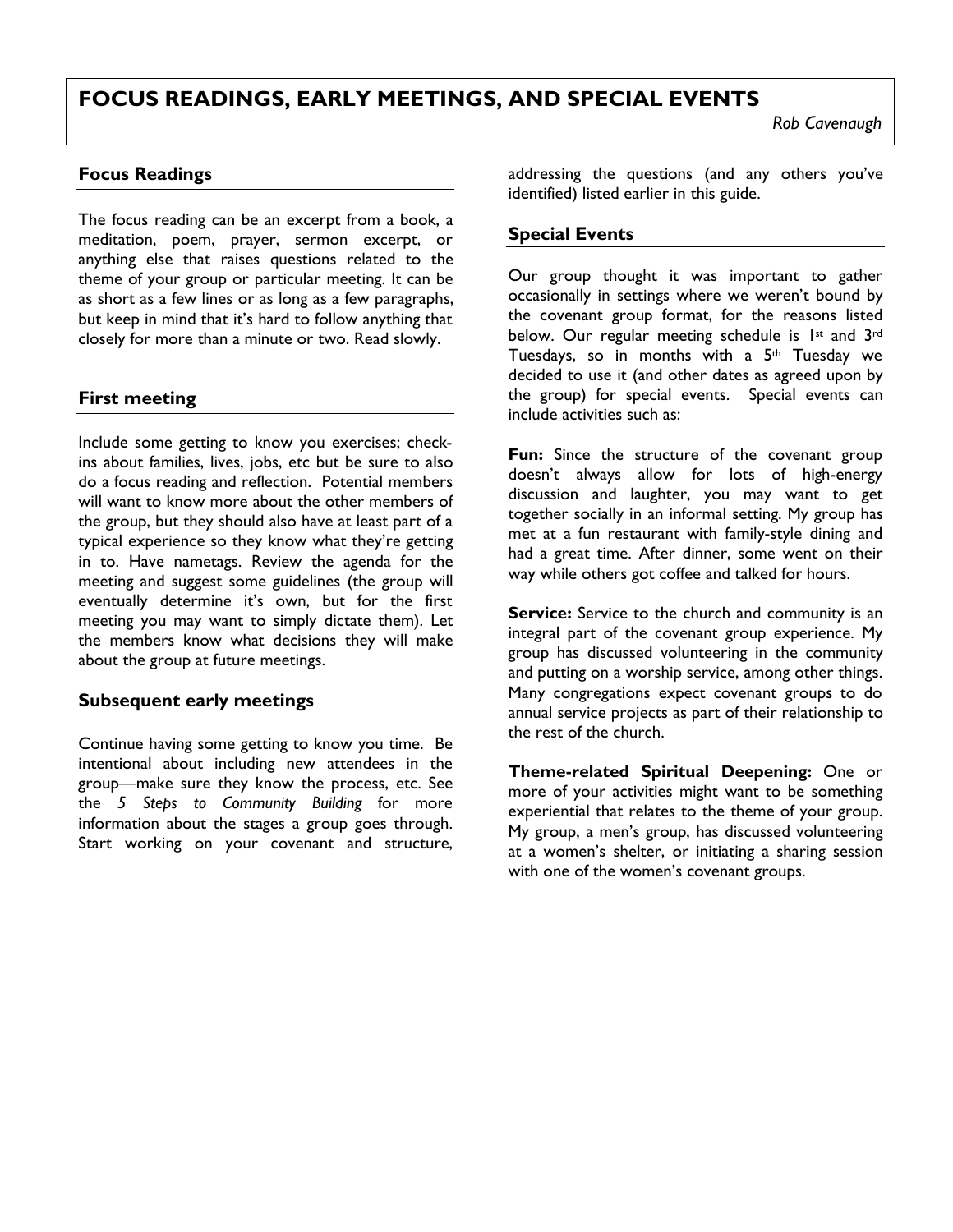# FOCUS READINGS, EARLY MEETINGS, AND SPECIAL EVENTS

*Rob Cavenaugh*

## Focus Readings

The focus reading can be an excerpt from a book, a meditation, poem, prayer, sermon excerpt, or anything else that raises questions related to the theme of your group or particular meeting. It can be as short as a few lines or as long as a few paragraphs, but keep in mind that it's hard to follow anything that closely for more than a minute or two. Read slowly.

## First meeting

Include some getting to know you exercises; check-ins about families, lives, jobs, etc but be sure to also do a focus reading and reflection. Potential members will want to know more about the other members of the group, but they should also have at least part of a typical experience so they know what they're getting in to. Have nametags. Review the agenda for the meeting and suggest some guidelines (the group will eventually determine it's own, but for the first meeting you may want to simply dictate them). Let the members know what decisions they will make about the group at future meetings.

## Subsequent early meetings

Continue having some getting to know you time. Be intentional about including new attendees in the group—make sure they know the process, etc. See the *5 Steps to Community Building* for more information about the stages a group goes through. Start working on your covenant and structure, addressing the questions (and any others you've identified) listed earlier in this guide.

## Special Events

Our group thought it was important to gather occasionally in settings where we weren't bound by the covenant group format, for the reasons listed below. Our regular meeting schedule is 1st and 3rd Tuesdays, so in months with a 5th Tuesday we decided to use it (and other dates as agreed upon by the group) for special events. Special events can include activities such as:

**Fun:** Since the structure of the covenant group doesn't always allow for lots of high-energy discussion and laughter, you may want to get together socially in an informal setting. My group has met at a fun restaurant with family-style dining and had a great time. After dinner, some went on their way while others got coffee and talked for hours.

**Service:** Service to the church and community is an integral part of the covenant group experience. My group has discussed volunteering in the community and putting on a worship service, among other things. Many congregations expect covenant groups to do annual service projects as part of their relationship to the rest of the church.

**Theme-related Spiritual Deepening:** One or more of your activities might want to be something experiential that relates to the theme of your group. My group, a men's group, has discussed volunteering at a women's shelter, or initiating a sharing session with one of the women's covenant groups.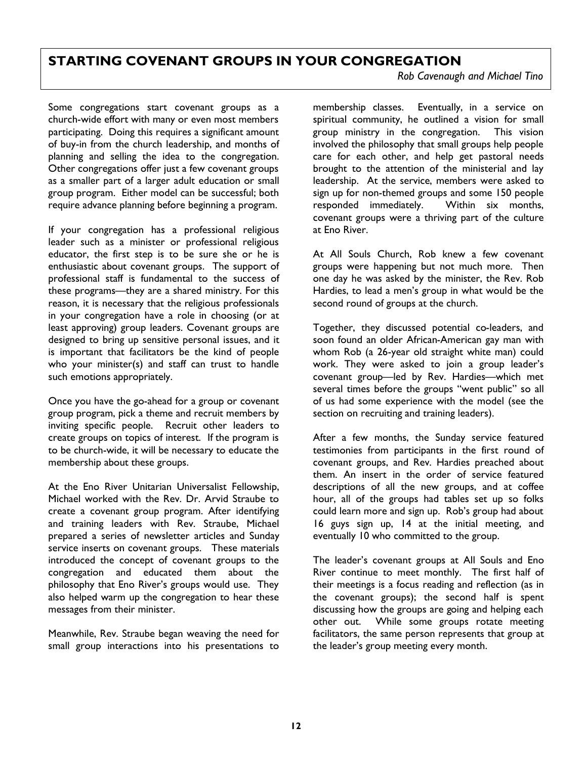# STARTING COVENANT GROUPS IN YOUR CONGREGATION

*Rob Cavenaugh and Michael Tino*

Some congregations start covenant groups as a church-wide effort with many or even most members participating. Doing this requires a significant amount of buy-in from the church leadership, and months of planning and selling the idea to the congregation. Other congregations offer just a few covenant groups as a smaller part of a larger adult education or small group program. Either model can be successful; both require advance planning before beginning a program.

If your congregation has a professional religious leader such as a minister or professional religious educator, the first step is to be sure she or he is enthusiastic about covenant groups. The support of professional staff is fundamental to the success of these programs—they are a shared ministry. For this reason, it is necessary that the religious professionals in your congregation have a role in choosing (or at least approving) group leaders. Covenant groups are designed to bring up sensitive personal issues, and it is important that facilitators be the kind of people who your minister(s) and staff can trust to handle such emotions appropriately.

Once you have the go-ahead for a group or covenant group program, pick a theme and recruit members by inviting specific people. Recruit other leaders to create groups on topics of interest. If the program is to be church-wide, it will be necessary to educate the membership about these groups.

At the Eno River Unitarian Universalist Fellowship, Michael worked with the Rev. Dr. Arvid Straube to create a covenant group program. After identifying and training leaders with Rev. Straube, Michael prepared a series of newsletter articles and Sunday service inserts on covenant groups. These materials introduced the concept of covenant groups to the congregation and educated them about the philosophy that Eno River's groups would use. They also helped warm up the congregation to hear these messages from their minister.

Meanwhile, Rev. Straube began weaving the need for small group interactions into his presentations to membership classes. Eventually, in a service on spiritual community, he outlined a vision for small group ministry in the congregation. This vision involved the philosophy that small groups help people care for each other, and help get pastoral needs brought to the attention of the ministerial and lay leadership. At the service, members were asked to sign up for non-themed groups and some 150 people responded immediately. Within six months, covenant groups were a thriving part of the culture at Eno River.

At All Souls Church, Rob knew a few covenant groups were happening but not much more. Then one day he was asked by the minister, the Rev. Rob Hardies, to lead a men's group in what would be the second round of groups at the church.

Together, they discussed potential co-leaders, and soon found an older African-American gay man with whom Rob (a 26-year old straight white man) could work. They were asked to join a group leader's covenant group—led by Rev. Hardies—which met several times before the groups "went public" so all of us had some experience with the model (see the section on recruiting and training leaders).

After a few months, the Sunday service featured testimonies from participants in the first round of covenant groups, and Rev. Hardies preached about them. An insert in the order of service featured descriptions of all the new groups, and at coffee hour, all of the groups had tables set up so folks could learn more and sign up. Rob's group had about 16 guys sign up, 14 at the initial meeting, and eventually 10 who committed to the group.

The leader's covenant groups at All Souls and Eno River continue to meet monthly. The first half of their meetings is a focus reading and reflection (as in the covenant groups); the second half is spent discussing how the groups are going and helping each other out. While some groups rotate meeting facilitators, the same person represents that group at the leader's group meeting every month.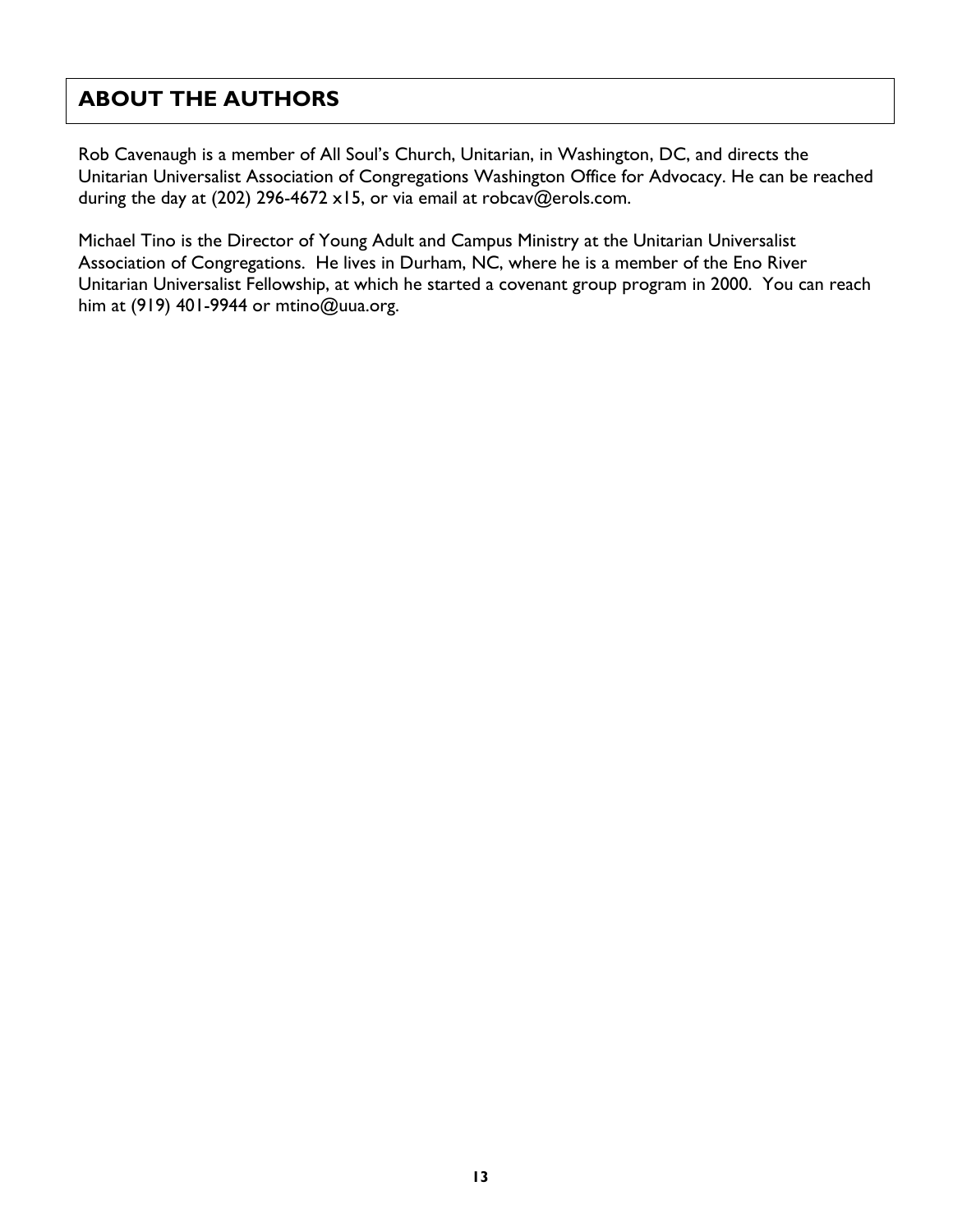## ABOUT THE AUTHORS

Rob Cavenaugh is a member of All Soul's Church, Unitarian, in Washington, DC, and directs the Unitarian Universalist Association of Congregations Washington Office for Advocacy. He can be reached during the day at (202) 296-4672 x15, or via email at robcav@erols.com.

Michael Tino is the Director of Young Adult and Campus Ministry at the Unitarian Universalist Association of Congregations. He lives in Durham, NC, where he is a member of the Eno River Unitarian Universalist Fellowship, at which he started a covenant group program in 2000. You can reach him at (919) 401-9944 or mtino@uua.org.